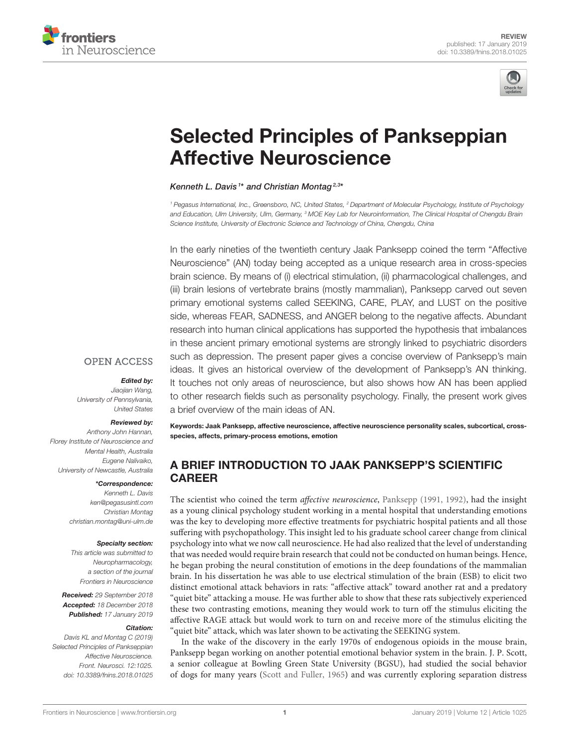REVIEW
published: 17 January 2019
doi: 10.3389/fnins.2018.01025

# Selected Principles of Pankseppian Affective Neuroscience

*Kenneth L. Davis[1]* and Christian Montag[2,3]**

[1] Pegasus International, Inc., Greensboro, NC, United States, [2] Department of Molecular Psychology, Institute of Psychology and Education, Ulm University, Ulm, Germany, [3] MOE Key Lab for Neuroinformation, The Clinical Hospital of Chengdu Brain Science Institute, University of Electronic Science and Technology of China, Chengdu, China

In the early nineties of the twentieth century Jaak Panksepp coined the term "Affective Neuroscience" (AN) today being accepted as a unique research area in cross-species brain science. By means of (i) electrical stimulation, (ii) pharmacological challenges, and (iii) brain lesions of vertebrate brains (mostly mammalian), Panksepp carved out seven primary emotional systems called SEEKING, CARE, PLAY, and LUST on the positive side, whereas FEAR, SADNESS, and ANGER belong to the negative affects. Abundant research into human clinical applications has supported the hypothesis that imbalances in these ancient primary emotional systems are strongly linked to psychiatric disorders such as depression. The present paper gives a concise overview of Panksepp's main ideas. It gives an historical overview of the development of Panksepp's AN thinking. It touches not only areas of neuroscience, but also shows how AN has been applied to other research fields such as personality psychology. Finally, the present work gives a brief overview of the main ideas of AN.

**Keywords: Jaak Panksepp, affective neuroscience, affective neuroscience personality scales, subcortical, cross-species, affects, primary-process emotions, emotion**

OPEN ACCESS

***Edited by:***
*Jiaojian Wang,*
*University of Pennsylvania,*
*United States*

***Reviewed by:***
*Anthony John Hannan,*
*Florey Institute of Neuroscience and Mental Health, Australia*
*Eugene Nalivaiko,*
*University of Newcastle, Australia*

***\*Correspondence:***
*Kenneth L. Davis*
*ken@pegasusintl.com*
*Christian Montag*
*christian.montag@uni-ulm.de*

***Specialty section:***
*This article was submitted to Neuropharmacology, a section of the journal Frontiers in Neuroscience*

***Received:*** *29 September 2018*
***Accepted:*** *18 December 2018*
***Published:*** *17 January 2019*

***Citation:***
*Davis KL and Montag C (2019) Selected Principles of Pankseppian Affective Neuroscience. Front. Neurosci. 12:1025. doi: 10.3389/fnins.2018.01025*

## A BRIEF INTRODUCTION TO JAAK PANKSEPP'S SCIENTIFIC CAREER

The scientist who coined the term *affective neuroscience*, Panksepp (1991, 1992), had the insight as a young clinical psychology student working in a mental hospital that understanding emotions was the key to developing more effective treatments for psychiatric hospital patients and all those suffering with psychopathology. This insight led to his graduate school career change from clinical psychology into what we now call neuroscience. He had also realized that the level of understanding that was needed would require brain research that could not be conducted on human beings. Hence, he began probing the neural constitution of emotions in the deep foundations of the mammalian brain. In his dissertation he was able to use electrical stimulation of the brain (ESB) to elicit two distinct emotional attack behaviors in rats: "affective attack" toward another rat and a predatory "quiet bite" attacking a mouse. He was further able to show that these rats subjectively experienced these two contrasting emotions, meaning they would work to turn off the stimulus eliciting the affective RAGE attack but would work to turn on and receive more of the stimulus eliciting the "quiet bite" attack, which was later shown to be activating the SEEKING system.

In the wake of the discovery in the early 1970s of endogenous opioids in the mouse brain, Panksepp began working on another potential emotional behavior system in the brain. J. P. Scott, a senior colleague at Bowling Green State University (BGSU), had studied the social behavior of dogs for many years (Scott and Fuller, 1965) and was currently exploring separation distress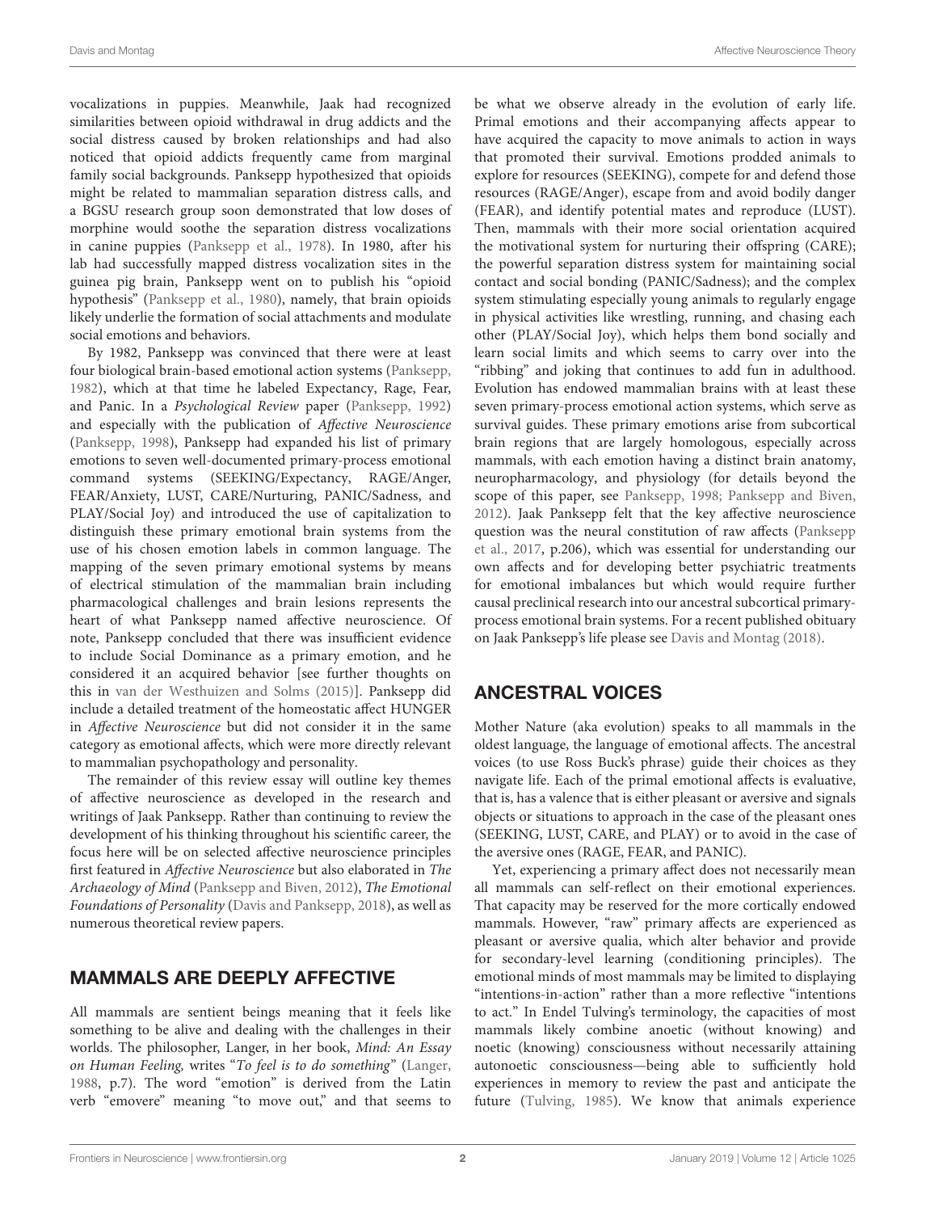vocalizations in puppies. Meanwhile, Jaak had recognized similarities between opioid withdrawal in drug addicts and the social distress caused by broken relationships and had also noticed that opioid addicts frequently came from marginal family social backgrounds. Panksepp hypothesized that opioids might be related to mammalian separation distress calls, and a BGSU research group soon demonstrated that low doses of morphine would soothe the separation distress vocalizations in canine puppies (Panksepp et al., 1978). In 1980, after his lab had successfully mapped distress vocalization sites in the guinea pig brain, Panksepp went on to publish his "opioid hypothesis" (Panksepp et al., 1980), namely, that brain opioids likely underlie the formation of social attachments and modulate social emotions and behaviors.

By 1982, Panksepp was convinced that there were at least four biological brain-based emotional action systems (Panksepp, 1982), which at that time he labeled Expectancy, Rage, Fear, and Panic. In a *Psychological Review* paper (Panksepp, 1992) and especially with the publication of *Affective Neuroscience* (Panksepp, 1998), Panksepp had expanded his list of primary emotions to seven well-documented primary-process emotional command systems (SEEKING/Expectancy, RAGE/Anger, FEAR/Anxiety, LUST, CARE/Nurturing, PANIC/Sadness, and PLAY/Social Joy) and introduced the use of capitalization to distinguish these primary emotional brain systems from the use of his chosen emotion labels in common language. The mapping of the seven primary emotional systems by means of electrical stimulation of the mammalian brain including pharmacological challenges and brain lesions represents the heart of what Panksepp named affective neuroscience. Of note, Panksepp concluded that there was insufficient evidence to include Social Dominance as a primary emotion, and he considered it an acquired behavior [see further thoughts on this in van der Westhuizen and Solms (2015)]. Panksepp did include a detailed treatment of the homeostatic affect HUNGER in *Affective Neuroscience* but did not consider it in the same category as emotional affects, which were more directly relevant to mammalian psychopathology and personality.

The remainder of this review essay will outline key themes of affective neuroscience as developed in the research and writings of Jaak Panksepp. Rather than continuing to review the development of his thinking throughout his scientific career, the focus here will be on selected affective neuroscience principles first featured in *Affective Neuroscience* but also elaborated in *The Archaeology of Mind* (Panksepp and Biven, 2012), *The Emotional Foundations of Personality* (Davis and Panksepp, 2018), as well as numerous theoretical review papers.

## MAMMALS ARE DEEPLY AFFECTIVE

All mammals are sentient beings meaning that it feels like something to be alive and dealing with the challenges in their worlds. The philosopher, Langer, in her book, *Mind: An Essay on Human Feeling,* writes "*To feel is to do something*" (Langer, 1988, p.7). The word "emotion" is derived from the Latin verb "emovere" meaning "to move out," and that seems to be what we observe already in the evolution of early life. Primal emotions and their accompanying affects appear to have acquired the capacity to move animals to action in ways that promoted their survival. Emotions prodded animals to explore for resources (SEEKING), compete for and defend those resources (RAGE/Anger), escape from and avoid bodily danger (FEAR), and identify potential mates and reproduce (LUST). Then, mammals with their more social orientation acquired the motivational system for nurturing their offspring (CARE); the powerful separation distress system for maintaining social contact and social bonding (PANIC/Sadness); and the complex system stimulating especially young animals to regularly engage in physical activities like wrestling, running, and chasing each other (PLAY/Social Joy), which helps them bond socially and learn social limits and which seems to carry over into the "ribbing" and joking that continues to add fun in adulthood. Evolution has endowed mammalian brains with at least these seven primary-process emotional action systems, which serve as survival guides. These primary emotions arise from subcortical brain regions that are largely homologous, especially across mammals, with each emotion having a distinct brain anatomy, neuropharmacology, and physiology (for details beyond the scope of this paper, see Panksepp, 1998; Panksepp and Biven, 2012). Jaak Panksepp felt that the key affective neuroscience question was the neural constitution of raw affects (Panksepp et al., 2017, p.206), which was essential for understanding our own affects and for developing better psychiatric treatments for emotional imbalances but which would require further causal preclinical research into our ancestral subcortical primary-process emotional brain systems. For a recent published obituary on Jaak Panksepp's life please see Davis and Montag (2018).

## ANCESTRAL VOICES

Mother Nature (aka evolution) speaks to all mammals in the oldest language, the language of emotional affects. The ancestral voices (to use Ross Buck's phrase) guide their choices as they navigate life. Each of the primal emotional affects is evaluative, that is, has a valence that is either pleasant or aversive and signals objects or situations to approach in the case of the pleasant ones (SEEKING, LUST, CARE, and PLAY) or to avoid in the case of the aversive ones (RAGE, FEAR, and PANIC).

Yet, experiencing a primary affect does not necessarily mean all mammals can self-reflect on their emotional experiences. That capacity may be reserved for the more cortically endowed mammals. However, "raw" primary affects are experienced as pleasant or aversive qualia, which alter behavior and provide for secondary-level learning (conditioning principles). The emotional minds of most mammals may be limited to displaying "intentions-in-action" rather than a more reflective "intentions to act." In Endel Tulving's terminology, the capacities of most mammals likely combine anoetic (without knowing) and noetic (knowing) consciousness without necessarily attaining autonoetic consciousness—being able to sufficiently hold experiences in memory to review the past and anticipate the future (Tulving, 1985). We know that animals experience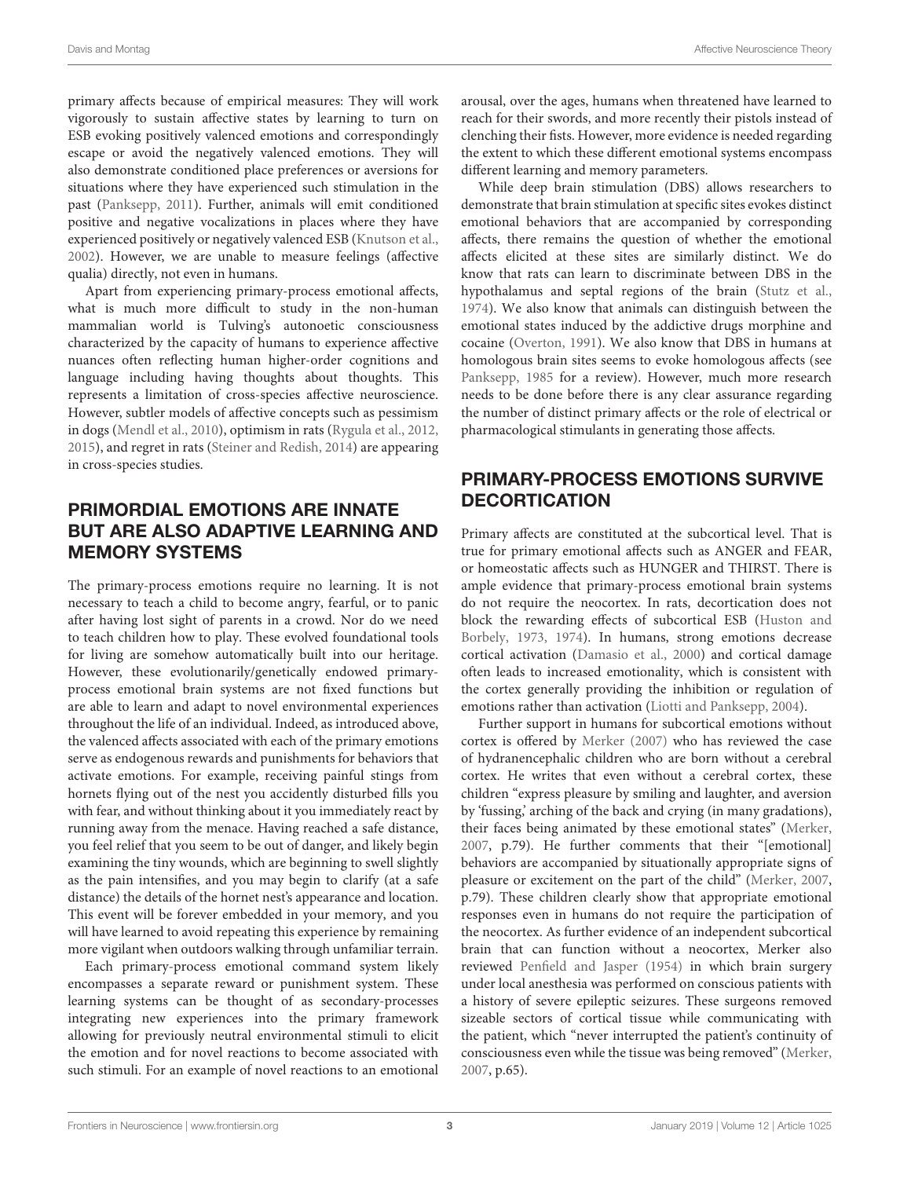primary affects because of empirical measures: They will work vigorously to sustain affective states by learning to turn on ESB evoking positively valenced emotions and correspondingly escape or avoid the negatively valenced emotions. They will also demonstrate conditioned place preferences or aversions for situations where they have experienced such stimulation in the past (Panksepp, 2011). Further, animals will emit conditioned positive and negative vocalizations in places where they have experienced positively or negatively valenced ESB (Knutson et al., 2002). However, we are unable to measure feelings (affective qualia) directly, not even in humans.

Apart from experiencing primary-process emotional affects, what is much more difficult to study in the non-human mammalian world is Tulving's autonoetic consciousness characterized by the capacity of humans to experience affective nuances often reflecting human higher-order cognitions and language including having thoughts about thoughts. This represents a limitation of cross-species affective neuroscience. However, subtler models of affective concepts such as pessimism in dogs (Mendl et al., 2010), optimism in rats (Rygula et al., 2012, 2015), and regret in rats (Steiner and Redish, 2014) are appearing in cross-species studies.

## PRIMORDIAL EMOTIONS ARE INNATE BUT ARE ALSO ADAPTIVE LEARNING AND MEMORY SYSTEMS

The primary-process emotions require no learning. It is not necessary to teach a child to become angry, fearful, or to panic after having lost sight of parents in a crowd. Nor do we need to teach children how to play. These evolved foundational tools for living are somehow automatically built into our heritage. However, these evolutionarily/genetically endowed primary-process emotional brain systems are not fixed functions but are able to learn and adapt to novel environmental experiences throughout the life of an individual. Indeed, as introduced above, the valenced affects associated with each of the primary emotions serve as endogenous rewards and punishments for behaviors that activate emotions. For example, receiving painful stings from hornets flying out of the nest you accidently disturbed fills you with fear, and without thinking about it you immediately react by running away from the menace. Having reached a safe distance, you feel relief that you seem to be out of danger, and likely begin examining the tiny wounds, which are beginning to swell slightly as the pain intensifies, and you may begin to clarify (at a safe distance) the details of the hornet nest's appearance and location. This event will be forever embedded in your memory, and you will have learned to avoid repeating this experience by remaining more vigilant when outdoors walking through unfamiliar terrain.

Each primary-process emotional command system likely encompasses a separate reward or punishment system. These learning systems can be thought of as secondary-processes integrating new experiences into the primary framework allowing for previously neutral environmental stimuli to elicit the emotion and for novel reactions to become associated with such stimuli. For an example of novel reactions to an emotional arousal, over the ages, humans when threatened have learned to reach for their swords, and more recently their pistols instead of clenching their fists. However, more evidence is needed regarding the extent to which these different emotional systems encompass different learning and memory parameters.

While deep brain stimulation (DBS) allows researchers to demonstrate that brain stimulation at specific sites evokes distinct emotional behaviors that are accompanied by corresponding affects, there remains the question of whether the emotional affects elicited at these sites are similarly distinct. We do know that rats can learn to discriminate between DBS in the hypothalamus and septal regions of the brain (Stutz et al., 1974). We also know that animals can distinguish between the emotional states induced by the addictive drugs morphine and cocaine (Overton, 1991). We also know that DBS in humans at homologous brain sites seems to evoke homologous affects (see Panksepp, 1985 for a review). However, much more research needs to be done before there is any clear assurance regarding the number of distinct primary affects or the role of electrical or pharmacological stimulants in generating those affects.

## PRIMARY-PROCESS EMOTIONS SURVIVE DECORTICATION

Primary affects are constituted at the subcortical level. That is true for primary emotional affects such as ANGER and FEAR, or homeostatic affects such as HUNGER and THIRST. There is ample evidence that primary-process emotional brain systems do not require the neocortex. In rats, decortication does not block the rewarding effects of subcortical ESB (Huston and Borbely, 1973, 1974). In humans, strong emotions decrease cortical activation (Damasio et al., 2000) and cortical damage often leads to increased emotionality, which is consistent with the cortex generally providing the inhibition or regulation of emotions rather than activation (Liotti and Panksepp, 2004).

Further support in humans for subcortical emotions without cortex is offered by Merker (2007) who has reviewed the case of hydranencephalic children who are born without a cerebral cortex. He writes that even without a cerebral cortex, these children "express pleasure by smiling and laughter, and aversion by 'fussing,' arching of the back and crying (in many gradations), their faces being animated by these emotional states" (Merker, 2007, p.79). He further comments that their "[emotional] behaviors are accompanied by situationally appropriate signs of pleasure or excitement on the part of the child" (Merker, 2007, p.79). These children clearly show that appropriate emotional responses even in humans do not require the participation of the neocortex. As further evidence of an independent subcortical brain that can function without a neocortex, Merker also reviewed Penfield and Jasper (1954) in which brain surgery under local anesthesia was performed on conscious patients with a history of severe epileptic seizures. These surgeons removed sizeable sectors of cortical tissue while communicating with the patient, which "never interrupted the patient's continuity of consciousness even while the tissue was being removed" (Merker, 2007, p.65).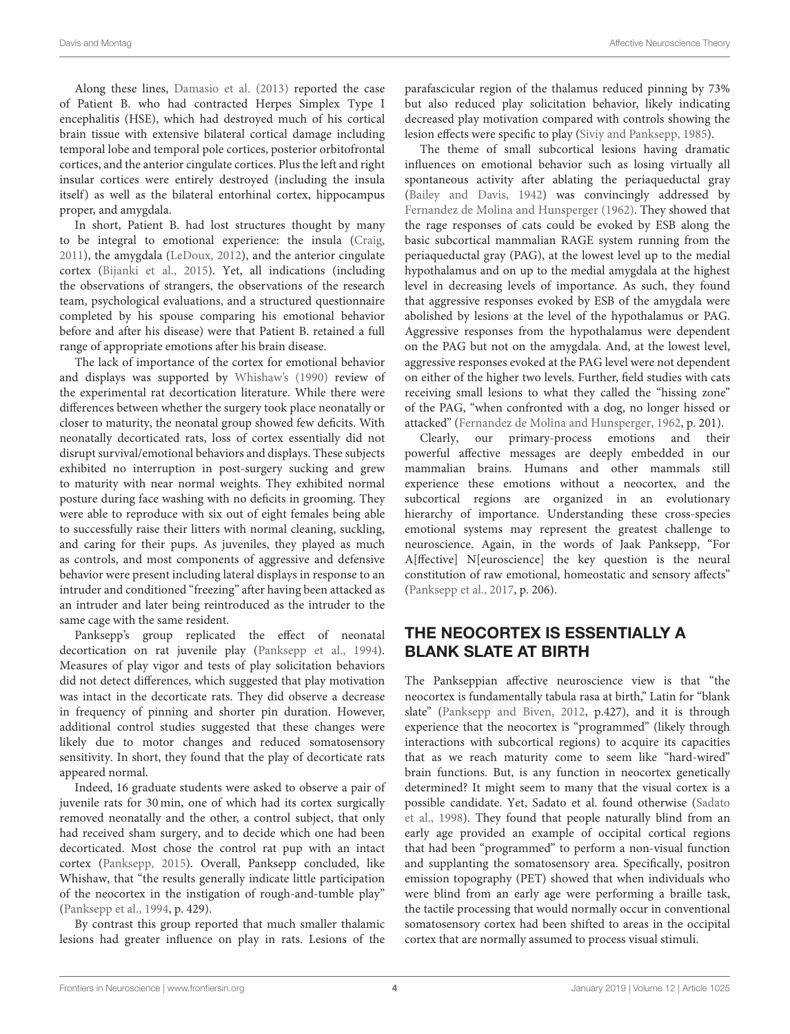Along these lines, Damasio et al. (2013) reported the case of Patient B. who had contracted Herpes Simplex Type I encephalitis (HSE), which had destroyed much of his cortical brain tissue with extensive bilateral cortical damage including temporal lobe and temporal pole cortices, posterior orbitofrontal cortices, and the anterior cingulate cortices. Plus the left and right insular cortices were entirely destroyed (including the insula itself) as well as the bilateral entorhinal cortex, hippocampus proper, and amygdala.

In short, Patient B. had lost structures thought by many to be integral to emotional experience: the insula (Craig, 2011), the amygdala (LeDoux, 2012), and the anterior cingulate cortex (Bijanki et al., 2015). Yet, all indications (including the observations of strangers, the observations of the research team, psychological evaluations, and a structured questionnaire completed by his spouse comparing his emotional behavior before and after his disease) were that Patient B. retained a full range of appropriate emotions after his brain disease.

The lack of importance of the cortex for emotional behavior and displays was supported by Whishaw's (1990) review of the experimental rat decortication literature. While there were differences between whether the surgery took place neonatally or closer to maturity, the neonatal group showed few deficits. With neonatally decorticated rats, loss of cortex essentially did not disrupt survival/emotional behaviors and displays. These subjects exhibited no interruption in post-surgery sucking and grew to maturity with near normal weights. They exhibited normal posture during face washing with no deficits in grooming. They were able to reproduce with six out of eight females being able to successfully raise their litters with normal cleaning, suckling, and caring for their pups. As juveniles, they played as much as controls, and most components of aggressive and defensive behavior were present including lateral displays in response to an intruder and conditioned "freezing" after having been attacked as an intruder and later being reintroduced as the intruder to the same cage with the same resident.

Panksepp's group replicated the effect of neonatal decortication on rat juvenile play (Panksepp et al., 1994). Measures of play vigor and tests of play solicitation behaviors did not detect differences, which suggested that play motivation was intact in the decorticate rats. They did observe a decrease in frequency of pinning and shorter pin duration. However, additional control studies suggested that these changes were likely due to motor changes and reduced somatosensory sensitivity. In short, they found that the play of decorticate rats appeared normal.

Indeed, 16 graduate students were asked to observe a pair of juvenile rats for 30 min, one of which had its cortex surgically removed neonatally and the other, a control subject, that only had received sham surgery, and to decide which one had been decorticated. Most chose the control rat pup with an intact cortex (Panksepp, 2015). Overall, Panksepp concluded, like Whishaw, that "the results generally indicate little participation of the neocortex in the instigation of rough-and-tumble play" (Panksepp et al., 1994, p. 429).

By contrast this group reported that much smaller thalamic lesions had greater influence on play in rats. Lesions of the parafascicular region of the thalamus reduced pinning by 73% but also reduced play solicitation behavior, likely indicating decreased play motivation compared with controls showing the lesion effects were specific to play (Siviy and Panksepp, 1985).

The theme of small subcortical lesions having dramatic influences on emotional behavior such as losing virtually all spontaneous activity after ablating the periaqueductal gray (Bailey and Davis, 1942) was convincingly addressed by Fernandez de Molina and Hunsperger (1962). They showed that the rage responses of cats could be evoked by ESB along the basic subcortical mammalian RAGE system running from the periaqueductal gray (PAG), at the lowest level up to the medial hypothalamus and on up to the medial amygdala at the highest level in decreasing levels of importance. As such, they found that aggressive responses evoked by ESB of the amygdala were abolished by lesions at the level of the hypothalamus or PAG. Aggressive responses from the hypothalamus were dependent on the PAG but not on the amygdala. And, at the lowest level, aggressive responses evoked at the PAG level were not dependent on either of the higher two levels. Further, field studies with cats receiving small lesions to what they called the "hissing zone" of the PAG, "when confronted with a dog, no longer hissed or attacked" (Fernandez de Molina and Hunsperger, 1962, p. 201).

Clearly, our primary-process emotions and their powerful affective messages are deeply embedded in our mammalian brains. Humans and other mammals still experience these emotions without a neocortex, and the subcortical regions are organized in an evolutionary hierarchy of importance. Understanding these cross-species emotional systems may represent the greatest challenge to neuroscience. Again, in the words of Jaak Panksepp, "For A[ffective] N[euroscience] the key question is the neural constitution of raw emotional, homeostatic and sensory affects" (Panksepp et al., 2017, p. 206).

## THE NEOCORTEX IS ESSENTIALLY A BLANK SLATE AT BIRTH

The Pankseppian affective neuroscience view is that "the neocortex is fundamentally tabula rasa at birth," Latin for "blank slate" (Panksepp and Biven, 2012, p.427), and it is through experience that the neocortex is "programmed" (likely through interactions with subcortical regions) to acquire its capacities that as we reach maturity come to seem like "hard-wired" brain functions. But, is any function in neocortex genetically determined? It might seem to many that the visual cortex is a possible candidate. Yet, Sadato et al. found otherwise (Sadato et al., 1998). They found that people naturally blind from an early age provided an example of occipital cortical regions that had been "programmed" to perform a non-visual function and supplanting the somatosensory area. Specifically, positron emission topography (PET) showed that when individuals who were blind from an early age were performing a braille task, the tactile processing that would normally occur in conventional somatosensory cortex had been shifted to areas in the occipital cortex that are normally assumed to process visual stimuli.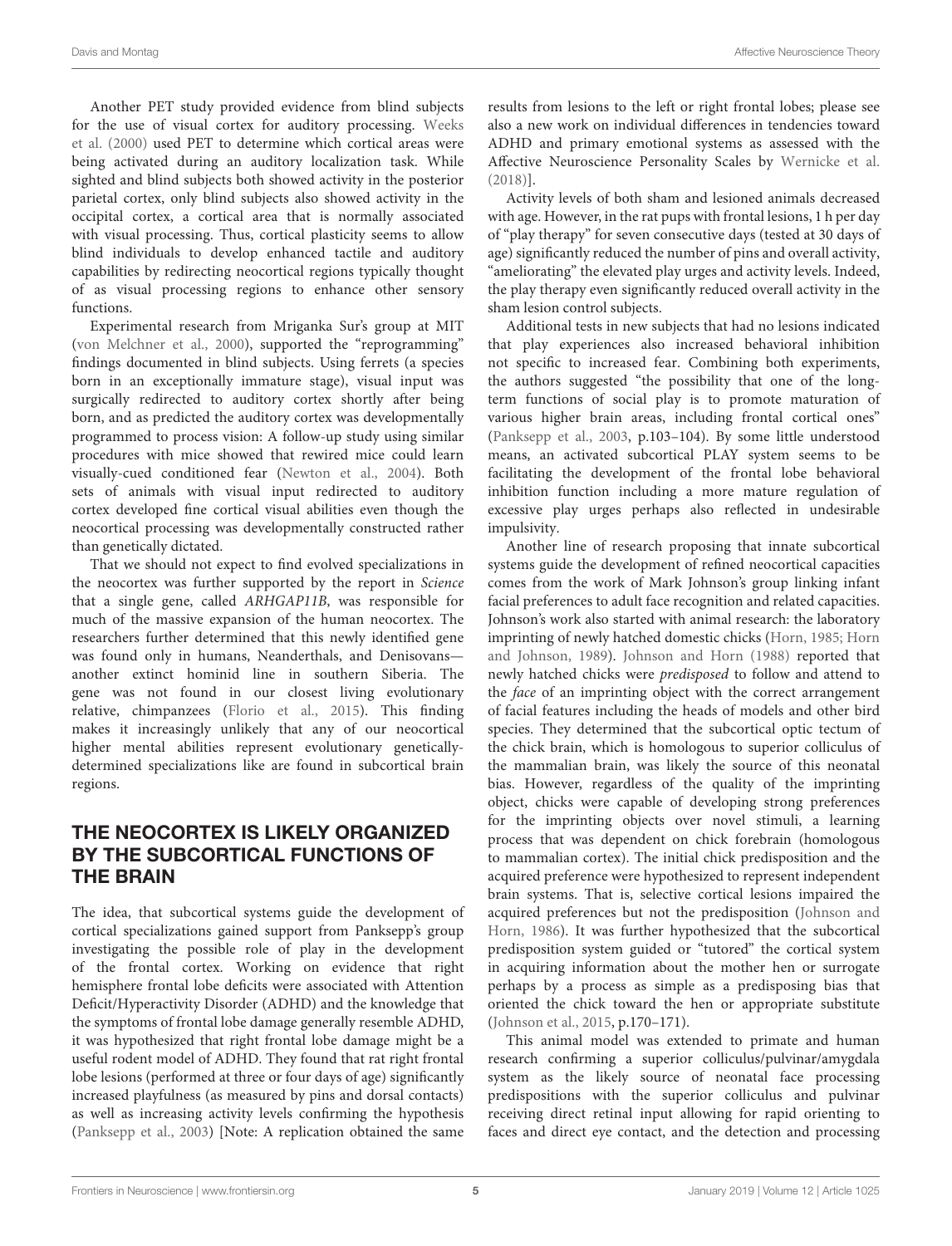Another PET study provided evidence from blind subjects for the use of visual cortex for auditory processing. Weeks et al. (2000) used PET to determine which cortical areas were being activated during an auditory localization task. While sighted and blind subjects both showed activity in the posterior parietal cortex, only blind subjects also showed activity in the occipital cortex, a cortical area that is normally associated with visual processing. Thus, cortical plasticity seems to allow blind individuals to develop enhanced tactile and auditory capabilities by redirecting neocortical regions typically thought of as visual processing regions to enhance other sensory functions.

Experimental research from Mriganka Sur's group at MIT (von Melchner et al., 2000), supported the "reprogramming" findings documented in blind subjects. Using ferrets (a species born in an exceptionally immature stage), visual input was surgically redirected to auditory cortex shortly after being born, and as predicted the auditory cortex was developmentally programmed to process vision: A follow-up study using similar procedures with mice showed that rewired mice could learn visually-cued conditioned fear (Newton et al., 2004). Both sets of animals with visual input redirected to auditory cortex developed fine cortical visual abilities even though the neocortical processing was developmentally constructed rather than genetically dictated.

That we should not expect to find evolved specializations in the neocortex was further supported by the report in *Science* that a single gene, called *ARHGAP11B*, was responsible for much of the massive expansion of the human neocortex. The researchers further determined that this newly identified gene was found only in humans, Neanderthals, and Denisovans—another extinct hominid line in southern Siberia. The gene was not found in our closest living evolutionary relative, chimpanzees (Florio et al., 2015). This finding makes it increasingly unlikely that any of our neocortical higher mental abilities represent evolutionary genetically-determined specializations like are found in subcortical brain regions.

## THE NEOCORTEX IS LIKELY ORGANIZED BY THE SUBCORTICAL FUNCTIONS OF THE BRAIN

The idea, that subcortical systems guide the development of cortical specializations gained support from Panksepp's group investigating the possible role of play in the development of the frontal cortex. Working on evidence that right hemisphere frontal lobe deficits were associated with Attention Deficit/Hyperactivity Disorder (ADHD) and the knowledge that the symptoms of frontal lobe damage generally resemble ADHD, it was hypothesized that right frontal lobe damage might be a useful rodent model of ADHD. They found that rat right frontal lobe lesions (performed at three or four days of age) significantly increased playfulness (as measured by pins and dorsal contacts) as well as increasing activity levels confirming the hypothesis (Panksepp et al., 2003) [Note: A replication obtained the same results from lesions to the left or right frontal lobes; please see also a new work on individual differences in tendencies toward ADHD and primary emotional systems as assessed with the Affective Neuroscience Personality Scales by Wernicke et al. (2018)].

Activity levels of both sham and lesioned animals decreased with age. However, in the rat pups with frontal lesions, 1 h per day of "play therapy" for seven consecutive days (tested at 30 days of age) significantly reduced the number of pins and overall activity, "ameliorating" the elevated play urges and activity levels. Indeed, the play therapy even significantly reduced overall activity in the sham lesion control subjects.

Additional tests in new subjects that had no lesions indicated that play experiences also increased behavioral inhibition not specific to increased fear. Combining both experiments, the authors suggested "the possibility that one of the long-term functions of social play is to promote maturation of various higher brain areas, including frontal cortical ones" (Panksepp et al., 2003, p.103–104). By some little understood means, an activated subcortical PLAY system seems to be facilitating the development of the frontal lobe behavioral inhibition function including a more mature regulation of excessive play urges perhaps also reflected in undesirable impulsivity.

Another line of research proposing that innate subcortical systems guide the development of refined neocortical capacities comes from the work of Mark Johnson's group linking infant facial preferences to adult face recognition and related capacities. Johnson's work also started with animal research: the laboratory imprinting of newly hatched domestic chicks (Horn, 1985; Horn and Johnson, 1989). Johnson and Horn (1988) reported that newly hatched chicks were *predisposed* to follow and attend to the *face* of an imprinting object with the correct arrangement of facial features including the heads of models and other bird species. They determined that the subcortical optic tectum of the chick brain, which is homologous to superior colliculus of the mammalian brain, was likely the source of this neonatal bias. However, regardless of the quality of the imprinting object, chicks were capable of developing strong preferences for the imprinting objects over novel stimuli, a learning process that was dependent on chick forebrain (homologous to mammalian cortex). The initial chick predisposition and the acquired preference were hypothesized to represent independent brain systems. That is, selective cortical lesions impaired the acquired preferences but not the predisposition (Johnson and Horn, 1986). It was further hypothesized that the subcortical predisposition system guided or "tutored" the cortical system in acquiring information about the mother hen or surrogate perhaps by a process as simple as a predisposing bias that oriented the chick toward the hen or appropriate substitute (Johnson et al., 2015, p.170–171).

This animal model was extended to primate and human research confirming a superior colliculus/pulvinar/amygdala system as the likely source of neonatal face processing predispositions with the superior colliculus and pulvinar receiving direct retinal input allowing for rapid orienting to faces and direct eye contact, and the detection and processing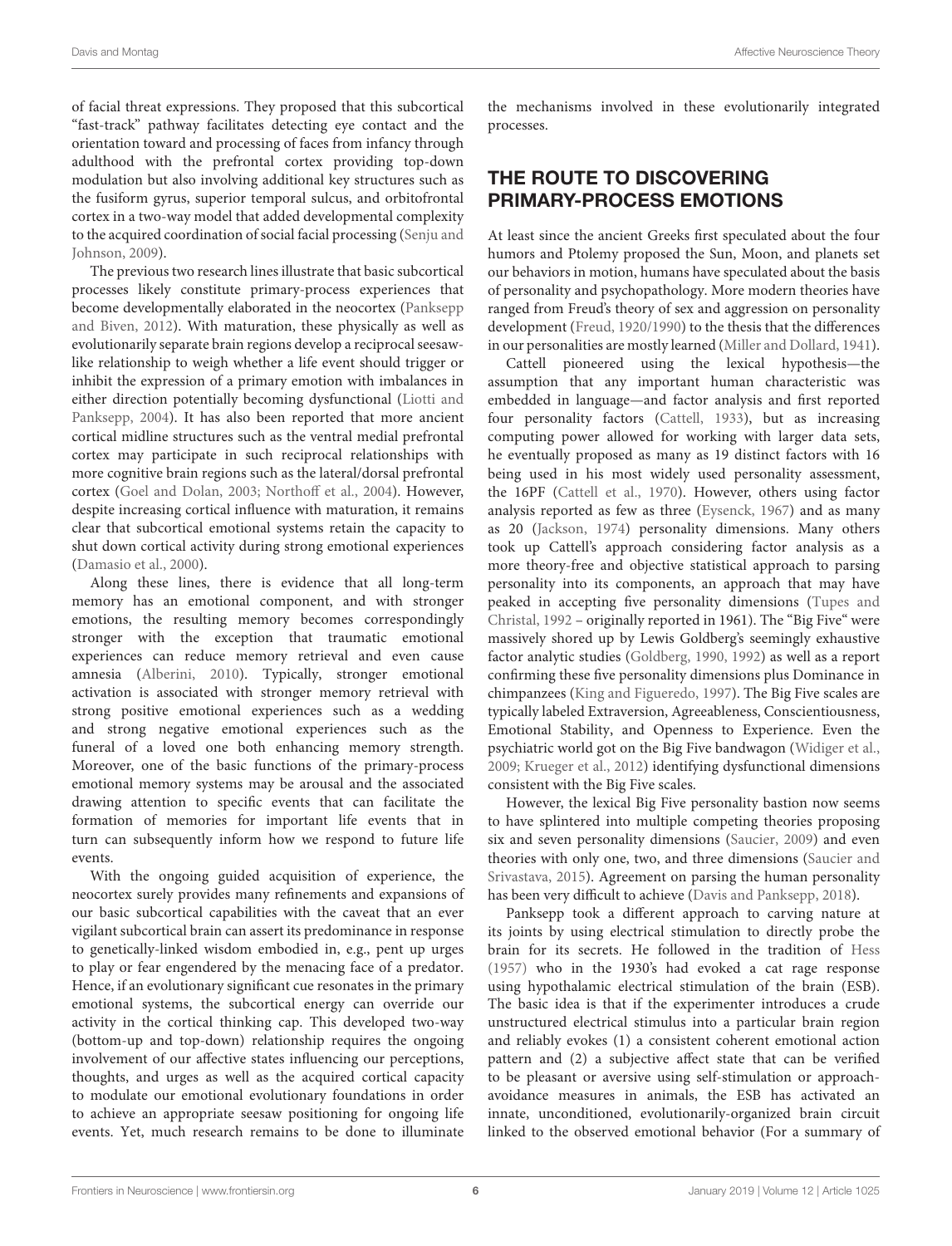of facial threat expressions. They proposed that this subcortical "fast-track" pathway facilitates detecting eye contact and the orientation toward and processing of faces from infancy through adulthood with the prefrontal cortex providing top-down modulation but also involving additional key structures such as the fusiform gyrus, superior temporal sulcus, and orbitofrontal cortex in a two-way model that added developmental complexity to the acquired coordination of social facial processing (Senju and Johnson, 2009).

The previous two research lines illustrate that basic subcortical processes likely constitute primary-process experiences that become developmentally elaborated in the neocortex (Panksepp and Biven, 2012). With maturation, these physically as well as evolutionarily separate brain regions develop a reciprocal seesaw-like relationship to weigh whether a life event should trigger or inhibit the expression of a primary emotion with imbalances in either direction potentially becoming dysfunctional (Liotti and Panksepp, 2004). It has also been reported that more ancient cortical midline structures such as the ventral medial prefrontal cortex may participate in such reciprocal relationships with more cognitive brain regions such as the lateral/dorsal prefrontal cortex (Goel and Dolan, 2003; Northoff et al., 2004). However, despite increasing cortical influence with maturation, it remains clear that subcortical emotional systems retain the capacity to shut down cortical activity during strong emotional experiences (Damasio et al., 2000).

Along these lines, there is evidence that all long-term memory has an emotional component, and with stronger emotions, the resulting memory becomes correspondingly stronger with the exception that traumatic emotional experiences can reduce memory retrieval and even cause amnesia (Alberini, 2010). Typically, stronger emotional activation is associated with stronger memory retrieval with strong positive emotional experiences such as a wedding and strong negative emotional experiences such as the funeral of a loved one both enhancing memory strength. Moreover, one of the basic functions of the primary-process emotional memory systems may be arousal and the associated drawing attention to specific events that can facilitate the formation of memories for important life events that in turn can subsequently inform how we respond to future life events.

With the ongoing guided acquisition of experience, the neocortex surely provides many refinements and expansions of our basic subcortical capabilities with the caveat that an ever vigilant subcortical brain can assert its predominance in response to genetically-linked wisdom embodied in, e.g., pent up urges to play or fear engendered by the menacing face of a predator. Hence, if an evolutionary significant cue resonates in the primary emotional systems, the subcortical energy can override our activity in the cortical thinking cap. This developed two-way (bottom-up and top-down) relationship requires the ongoing involvement of our affective states influencing our perceptions, thoughts, and urges as well as the acquired cortical capacity to modulate our emotional evolutionary foundations in order to achieve an appropriate seesaw positioning for ongoing life events. Yet, much research remains to be done to illuminate the mechanisms involved in these evolutionarily integrated processes.

## THE ROUTE TO DISCOVERING PRIMARY-PROCESS EMOTIONS

At least since the ancient Greeks first speculated about the four humors and Ptolemy proposed the Sun, Moon, and planets set our behaviors in motion, humans have speculated about the basis of personality and psychopathology. More modern theories have ranged from Freud's theory of sex and aggression on personality development (Freud, 1920/1990) to the thesis that the differences in our personalities are mostly learned (Miller and Dollard, 1941).

Cattell pioneered using the lexical hypothesis—the assumption that any important human characteristic was embedded in language—and factor analysis and first reported four personality factors (Cattell, 1933), but as increasing computing power allowed for working with larger data sets, he eventually proposed as many as 19 distinct factors with 16 being used in his most widely used personality assessment, the 16PF (Cattell et al., 1970). However, others using factor analysis reported as few as three (Eysenck, 1967) and as many as 20 (Jackson, 1974) personality dimensions. Many others took up Cattell's approach considering factor analysis as a more theory-free and objective statistical approach to parsing personality into its components, an approach that may have peaked in accepting five personality dimensions (Tupes and Christal, 1992 – originally reported in 1961). The "Big Five" were massively shored up by Lewis Goldberg's seemingly exhaustive factor analytic studies (Goldberg, 1990, 1992) as well as a report confirming these five personality dimensions plus Dominance in chimpanzees (King and Figueredo, 1997). The Big Five scales are typically labeled Extraversion, Agreeableness, Conscientiousness, Emotional Stability, and Openness to Experience. Even the psychiatric world got on the Big Five bandwagon (Widiger et al., 2009; Krueger et al., 2012) identifying dysfunctional dimensions consistent with the Big Five scales.

However, the lexical Big Five personality bastion now seems to have splintered into multiple competing theories proposing six and seven personality dimensions (Saucier, 2009) and even theories with only one, two, and three dimensions (Saucier and Srivastava, 2015). Agreement on parsing the human personality has been very difficult to achieve (Davis and Panksepp, 2018).

Panksepp took a different approach to carving nature at its joints by using electrical stimulation to directly probe the brain for its secrets. He followed in the tradition of Hess (1957) who in the 1930's had evoked a cat rage response using hypothalamic electrical stimulation of the brain (ESB). The basic idea is that if the experimenter introduces a crude unstructured electrical stimulus into a particular brain region and reliably evokes (1) a consistent coherent emotional action pattern and (2) a subjective affect state that can be verified to be pleasant or aversive using self-stimulation or approach-avoidance measures in animals, the ESB has activated an innate, unconditioned, evolutionarily-organized brain circuit linked to the observed emotional behavior (For a summary of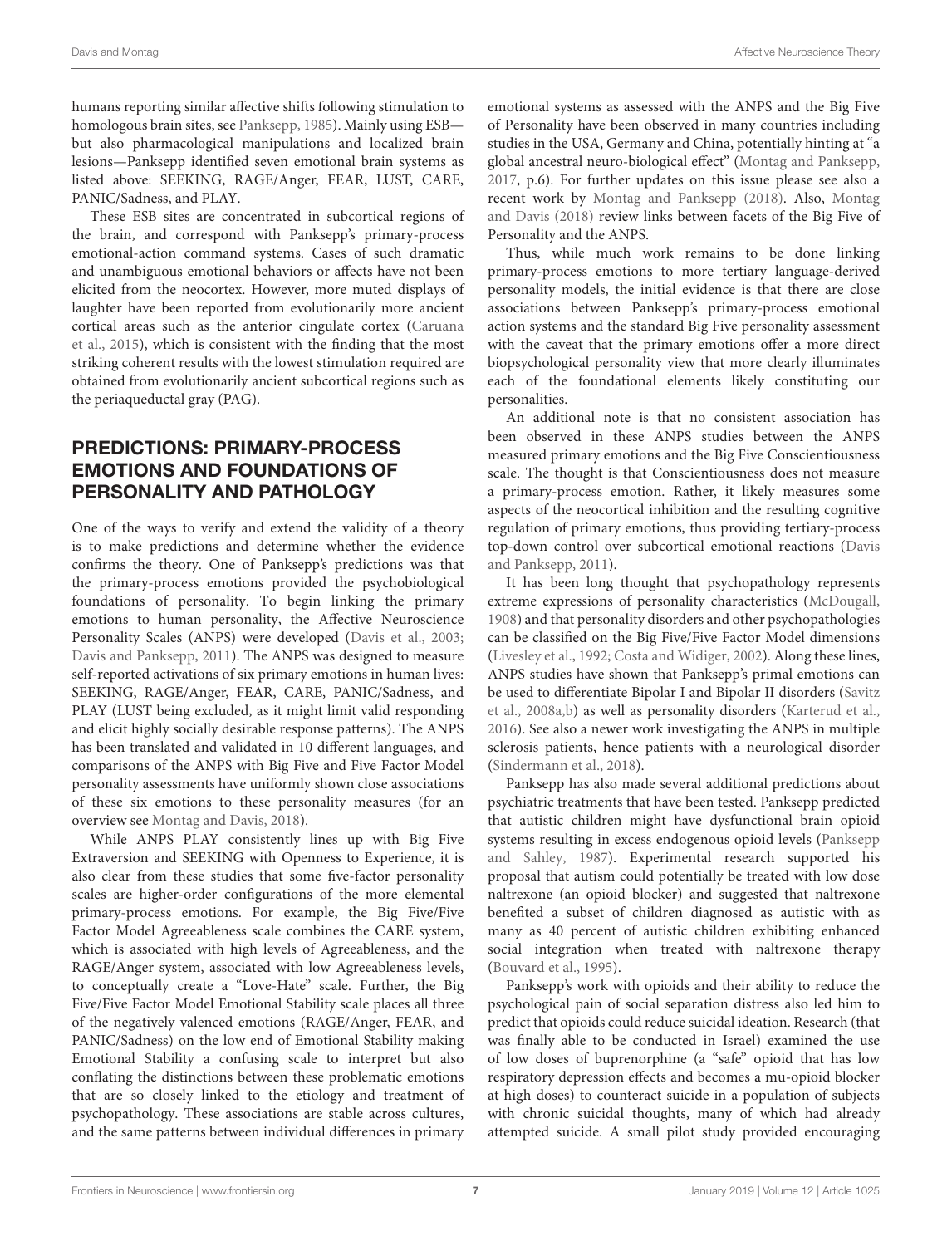humans reporting similar affective shifts following stimulation to homologous brain sites, see Panksepp, 1985). Mainly using ESB—but also pharmacological manipulations and localized brain lesions—Panksepp identified seven emotional brain systems as listed above: SEEKING, RAGE/Anger, FEAR, LUST, CARE, PANIC/Sadness, and PLAY.

These ESB sites are concentrated in subcortical regions of the brain, and correspond with Panksepp's primary-process emotional-action command systems. Cases of such dramatic and unambiguous emotional behaviors or affects have not been elicited from the neocortex. However, more muted displays of laughter have been reported from evolutionarily more ancient cortical areas such as the anterior cingulate cortex (Caruana et al., 2015), which is consistent with the finding that the most striking coherent results with the lowest stimulation required are obtained from evolutionarily ancient subcortical regions such as the periaqueductal gray (PAG).

## PREDICTIONS: PRIMARY-PROCESS EMOTIONS AND FOUNDATIONS OF PERSONALITY AND PATHOLOGY

One of the ways to verify and extend the validity of a theory is to make predictions and determine whether the evidence confirms the theory. One of Panksepp's predictions was that the primary-process emotions provided the psychobiological foundations of personality. To begin linking the primary emotions to human personality, the Affective Neuroscience Personality Scales (ANPS) were developed (Davis et al., 2003; Davis and Panksepp, 2011). The ANPS was designed to measure self-reported activations of six primary emotions in human lives: SEEKING, RAGE/Anger, FEAR, CARE, PANIC/Sadness, and PLAY (LUST being excluded, as it might limit valid responding and elicit highly socially desirable response patterns). The ANPS has been translated and validated in 10 different languages, and comparisons of the ANPS with Big Five and Five Factor Model personality assessments have uniformly shown close associations of these six emotions to these personality measures (for an overview see Montag and Davis, 2018).

While ANPS PLAY consistently lines up with Big Five Extraversion and SEEKING with Openness to Experience, it is also clear from these studies that some five-factor personality scales are higher-order configurations of the more elemental primary-process emotions. For example, the Big Five/Five Factor Model Agreeableness scale combines the CARE system, which is associated with high levels of Agreeableness, and the RAGE/Anger system, associated with low Agreeableness levels, to conceptually create a "Love-Hate" scale. Further, the Big Five/Five Factor Model Emotional Stability scale places all three of the negatively valenced emotions (RAGE/Anger, FEAR, and PANIC/Sadness) on the low end of Emotional Stability making Emotional Stability a confusing scale to interpret but also conflating the distinctions between these problematic emotions that are so closely linked to the etiology and treatment of psychopathology. These associations are stable across cultures, and the same patterns between individual differences in primary emotional systems as assessed with the ANPS and the Big Five of Personality have been observed in many countries including studies in the USA, Germany and China, potentially hinting at "a global ancestral neuro-biological effect" (Montag and Panksepp, 2017, p.6). For further updates on this issue please see also a recent work by Montag and Panksepp (2018). Also, Montag and Davis (2018) review links between facets of the Big Five of Personality and the ANPS.

Thus, while much work remains to be done linking primary-process emotions to more tertiary language-derived personality models, the initial evidence is that there are close associations between Panksepp's primary-process emotional action systems and the standard Big Five personality assessment with the caveat that the primary emotions offer a more direct biopsychological personality view that more clearly illuminates each of the foundational elements likely constituting our personalities.

An additional note is that no consistent association has been observed in these ANPS studies between the ANPS measured primary emotions and the Big Five Conscientiousness scale. The thought is that Conscientiousness does not measure a primary-process emotion. Rather, it likely measures some aspects of the neocortical inhibition and the resulting cognitive regulation of primary emotions, thus providing tertiary-process top-down control over subcortical emotional reactions (Davis and Panksepp, 2011).

It has been long thought that psychopathology represents extreme expressions of personality characteristics (McDougall, 1908) and that personality disorders and other psychopathologies can be classified on the Big Five/Five Factor Model dimensions (Livesley et al., 1992; Costa and Widiger, 2002). Along these lines, ANPS studies have shown that Panksepp's primal emotions can be used to differentiate Bipolar I and Bipolar II disorders (Savitz et al., 2008a,b) as well as personality disorders (Karterud et al., 2016). See also a newer work investigating the ANPS in multiple sclerosis patients, hence patients with a neurological disorder (Sindermann et al., 2018).

Panksepp has also made several additional predictions about psychiatric treatments that have been tested. Panksepp predicted that autistic children might have dysfunctional brain opioid systems resulting in excess endogenous opioid levels (Panksepp and Sahley, 1987). Experimental research supported his proposal that autism could potentially be treated with low dose naltrexone (an opioid blocker) and suggested that naltrexone benefited a subset of children diagnosed as autistic with as many as 40 percent of autistic children exhibiting enhanced social integration when treated with naltrexone therapy (Bouvard et al., 1995).

Panksepp's work with opioids and their ability to reduce the psychological pain of social separation distress also led him to predict that opioids could reduce suicidal ideation. Research (that was finally able to be conducted in Israel) examined the use of low doses of buprenorphine (a "safe" opioid that has low respiratory depression effects and becomes a mu-opioid blocker at high doses) to counteract suicide in a population of subjects with chronic suicidal thoughts, many of which had already attempted suicide. A small pilot study provided encouraging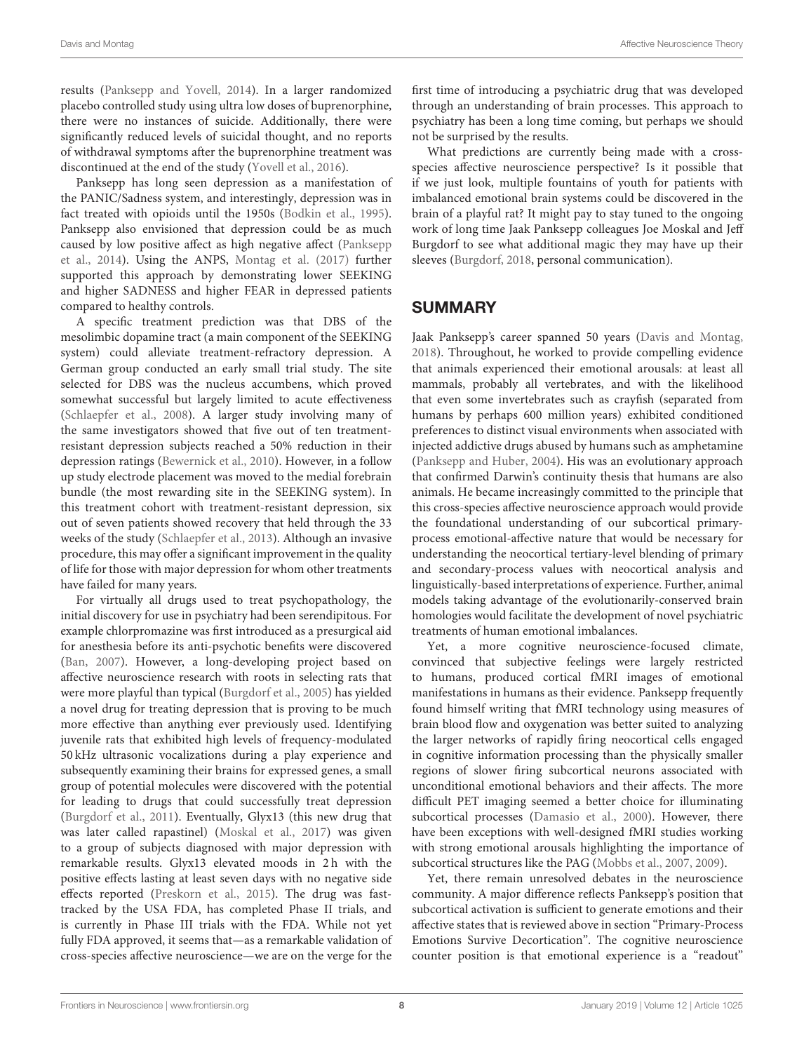results (Panksepp and Yovell, 2014). In a larger randomized placebo controlled study using ultra low doses of buprenorphine, there were no instances of suicide. Additionally, there were significantly reduced levels of suicidal thought, and no reports of withdrawal symptoms after the buprenorphine treatment was discontinued at the end of the study (Yovell et al., 2016).

Panksepp has long seen depression as a manifestation of the PANIC/Sadness system, and interestingly, depression was in fact treated with opioids until the 1950s (Bodkin et al., 1995). Panksepp also envisioned that depression could be as much caused by low positive affect as high negative affect (Panksepp et al., 2014). Using the ANPS, Montag et al. (2017) further supported this approach by demonstrating lower SEEKING and higher SADNESS and higher FEAR in depressed patients compared to healthy controls.

A specific treatment prediction was that DBS of the mesolimbic dopamine tract (a main component of the SEEKING system) could alleviate treatment-refractory depression. A German group conducted an early small trial study. The site selected for DBS was the nucleus accumbens, which proved somewhat successful but largely limited to acute effectiveness (Schlaepfer et al., 2008). A larger study involving many of the same investigators showed that five out of ten treatment-resistant depression subjects reached a 50% reduction in their depression ratings (Bewernick et al., 2010). However, in a follow up study electrode placement was moved to the medial forebrain bundle (the most rewarding site in the SEEKING system). In this treatment cohort with treatment-resistant depression, six out of seven patients showed recovery that held through the 33 weeks of the study (Schlaepfer et al., 2013). Although an invasive procedure, this may offer a significant improvement in the quality of life for those with major depression for whom other treatments have failed for many years.

For virtually all drugs used to treat psychopathology, the initial discovery for use in psychiatry had been serendipitous. For example chlorpromazine was first introduced as a presurgical aid for anesthesia before its anti-psychotic benefits were discovered (Ban, 2007). However, a long-developing project based on affective neuroscience research with roots in selecting rats that were more playful than typical (Burgdorf et al., 2005) has yielded a novel drug for treating depression that is proving to be much more effective than anything ever previously used. Identifying juvenile rats that exhibited high levels of frequency-modulated 50 kHz ultrasonic vocalizations during a play experience and subsequently examining their brains for expressed genes, a small group of potential molecules were discovered with the potential for leading to drugs that could successfully treat depression (Burgdorf et al., 2011). Eventually, Glyx13 (this new drug that was later called rapastinel) (Moskal et al., 2017) was given to a group of subjects diagnosed with major depression with remarkable results. Glyx13 elevated moods in 2 h with the positive effects lasting at least seven days with no negative side effects reported (Preskorn et al., 2015). The drug was fast-tracked by the USA FDA, has completed Phase II trials, and is currently in Phase III trials with the FDA. While not yet fully FDA approved, it seems that—as a remarkable validation of cross-species affective neuroscience—we are on the verge for the first time of introducing a psychiatric drug that was developed through an understanding of brain processes. This approach to psychiatry has been a long time coming, but perhaps we should not be surprised by the results.

What predictions are currently being made with a cross-species affective neuroscience perspective? Is it possible that if we just look, multiple fountains of youth for patients with imbalanced emotional brain systems could be discovered in the brain of a playful rat? It might pay to stay tuned to the ongoing work of long time Jaak Panksepp colleagues Joe Moskal and Jeff Burgdorf to see what additional magic they may have up their sleeves (Burgdorf, 2018, personal communication).

## SUMMARY

Jaak Panksepp's career spanned 50 years (Davis and Montag, 2018). Throughout, he worked to provide compelling evidence that animals experienced their emotional arousals: at least all mammals, probably all vertebrates, and with the likelihood that even some invertebrates such as crayfish (separated from humans by perhaps 600 million years) exhibited conditioned preferences to distinct visual environments when associated with injected addictive drugs abused by humans such as amphetamine (Panksepp and Huber, 2004). His was an evolutionary approach that confirmed Darwin's continuity thesis that humans are also animals. He became increasingly committed to the principle that this cross-species affective neuroscience approach would provide the foundational understanding of our subcortical primary-process emotional-affective nature that would be necessary for understanding the neocortical tertiary-level blending of primary and secondary-process values with neocortical analysis and linguistically-based interpretations of experience. Further, animal models taking advantage of the evolutionarily-conserved brain homologies would facilitate the development of novel psychiatric treatments of human emotional imbalances.

Yet, a more cognitive neuroscience-focused climate, convinced that subjective feelings were largely restricted to humans, produced cortical fMRI images of emotional manifestations in humans as their evidence. Panksepp frequently found himself writing that fMRI technology using measures of brain blood flow and oxygenation was better suited to analyzing the larger networks of rapidly firing neocortical cells engaged in cognitive information processing than the physically smaller regions of slower firing subcortical neurons associated with unconditional emotional behaviors and their affects. The more difficult PET imaging seemed a better choice for illuminating subcortical processes (Damasio et al., 2000). However, there have been exceptions with well-designed fMRI studies working with strong emotional arousals highlighting the importance of subcortical structures like the PAG (Mobbs et al., 2007, 2009).

Yet, there remain unresolved debates in the neuroscience community. A major difference reflects Panksepp's position that subcortical activation is sufficient to generate emotions and their affective states that is reviewed above in section "Primary-Process Emotions Survive Decortication". The cognitive neuroscience counter position is that emotional experience is a "readout"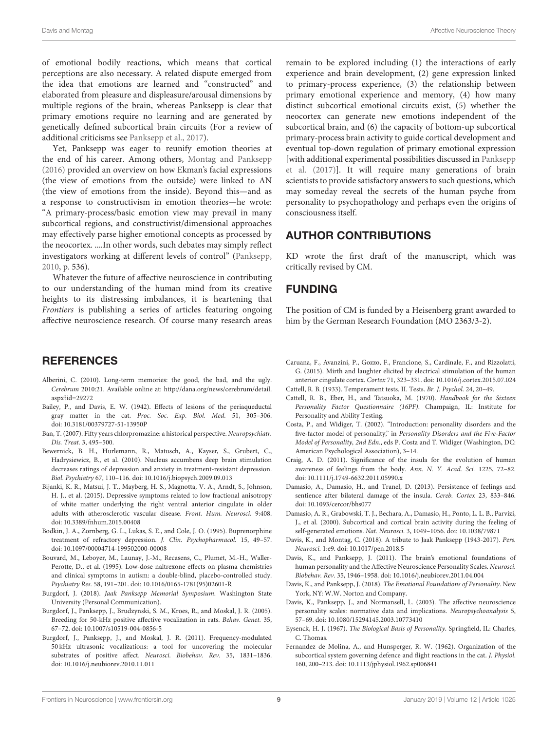of emotional bodily reactions, which means that cortical perceptions are also necessary. A related dispute emerged from the idea that emotions are learned and "constructed" and elaborated from pleasure and displeasure/arousal dimensions by multiple regions of the brain, whereas Panksepp is clear that primary emotions require no learning and are generated by genetically defined subcortical brain circuits (For a review of additional criticisms see Panksepp et al., 2017).

Yet, Panksepp was eager to reunify emotion theories at the end of his career. Among others, Montag and Panksepp (2016) provided an overview on how Ekman's facial expressions (the view of emotions from the outside) were linked to AN (the view of emotions from the inside). Beyond this—and as a response to constructivism in emotion theories—he wrote: "A primary-process/basic emotion view may prevail in many subcortical regions, and constructivist/dimensional approaches may effectively parse higher emotional concepts as processed by the neocortex. ....In other words, such debates may simply reflect investigators working at different levels of control" (Panksepp, 2010, p. 536).

Whatever the future of affective neuroscience in contributing to our understanding of the human mind from its creative heights to its distressing imbalances, it is heartening that *Frontiers* is publishing a series of articles featuring ongoing affective neuroscience research. Of course many research areas remain to be explored including (1) the interactions of early experience and brain development, (2) gene expression linked to primary-process experience, (3) the relationship between primary emotional experience and memory, (4) how many distinct subcortical emotional circuits exist, (5) whether the neocortex can generate new emotions independent of the subcortical brain, and (6) the capacity of bottom-up subcortical primary-process brain activity to guide cortical development and eventual top-down regulation of primary emotional expression [with additional experimental possibilities discussed in Panksepp et al. (2017)]. It will require many generations of brain scientists to provide satisfactory answers to such questions, which may someday reveal the secrets of the human psyche from personality to psychopathology and perhaps even the origins of consciousness itself.

## AUTHOR CONTRIBUTIONS

KD wrote the first draft of the manuscript, which was critically revised by CM.

## FUNDING

The position of CM is funded by a Heisenberg grant awarded to him by the German Research Foundation (MO 2363/3-2).

## REFERENCES

Alberini, C. (2010). Long-term memories: the good, the bad, and the ugly. *Cerebrum* 2010:21. Available online at: http://dana.org/news/cerebrum/detail.aspx?id=29272

Bailey, P., and Davis, E. W. (1942). Effects of lesions of the periaqueductal gray matter in the cat. *Proc. Soc. Exp. Biol. Med.* 51, 305–306. doi: 10.3181/00379727-51-13950P

Ban, T. (2007). Fifty years chlorpromazine: a historical perspective. *Neuropsychiatr. Dis. Treat.* 3, 495–500.

Bewernick, B. H., Hurlemann, R., Matusch, A., Kayser, S., Grubert, C., Hadrysiewicz, B., et al. (2010). Nucleus accumbens deep brain stimulation decreases ratings of depression and anxiety in treatment-resistant depression. *Biol. Psychiatry* 67, 110–116. doi: 10.1016/j.biopsych.2009.09.013

Bijanki, K. R., Matsui, J. T., Mayberg, H. S., Magnotta, V. A., Arndt, S., Johnson, H. J., et al. (2015). Depressive symptoms related to low fractional anisotropy of white matter underlying the right ventral anterior cingulate in older adults with atherosclerotic vascular disease. *Front. Hum. Neurosci.* 9:408. doi: 10.3389/fnhum.2015.00408

Bodkin, J. A., Zornberg, G. L., Lukas, S. E., and Cole, J. O. (1995). Buprenorphine treatment of refractory depression. *J. Clin. Psychopharmacol.* 15, 49–57. doi: 10.1097/00004714-199502000-00008

Bouvard, M., Leboyer, M., Launay, J.-M., Recasens, C., Plumet, M.-H., Waller-Perotte, D., et al. (1995). Low-dose naltrexone effects on plasma chemistries and clinical symptoms in autism: a double-blind, placebo-controlled study. *Psychiatry Res.* 58, 191–201. doi: 10.1016/0165-1781(95)02601-R

Burgdorf, J. (2018). *Jaak Panksepp Memorial Symposium*. Washington State University (Personal Communication).

Burgdorf, J., Panksepp, J., Brudzynski, S. M., Kroes, R., and Moskal, J. R. (2005). Breeding for 50-kHz positive affective vocalization in rats. *Behav. Genet.* 35, 67–72. doi: 10.1007/s10519-004-0856-5

Burgdorf, J., Panksepp, J., and Moskal, J. R. (2011). Frequency-modulated 50 kHz ultrasonic vocalizations: a tool for uncovering the molecular substrates of positive affect. *Neurosci. Biobehav. Rev.* 35, 1831–1836. doi: 10.1016/j.neubiorev.2010.11.011

Caruana, F., Avanzini, P., Gozzo, F., Francione, S., Cardinale, F., and Rizzolatti, G. (2015). Mirth and laughter elicited by electrical stimulation of the human anterior cingulate cortex. *Cortex* 71, 323–331. doi: 10.1016/j.cortex.2015.07.024

Cattell, R. B. (1933). Temperament tests. II. Tests. *Br. J. Psychol.* 24, 20–49.

Cattell, R. B., Eber, H., and Tatsuoka, M. (1970). *Handbook for the Sixteen Personality Factor Questionnaire (16PF)*. Champaign, IL: Institute for Personality and Ability Testing.

Costa, P., and Widiger, T. (2002). "Introduction: personality disorders and the five-factor model of personality," in *Personality Disorders and the Five-Factor Model of Personality, 2nd Edn.*, eds P. Costa and T. Widiger (Washington, DC: American Psychological Association), 3–14.

Craig, A. D. (2011). Significance of the insula for the evolution of human awareness of feelings from the body. *Ann. N. Y. Acad. Sci.* 1225, 72–82. doi: 10.1111/j.1749-6632.2011.05990.x

Damasio, A., Damasio, H., and Tranel, D. (2013). Persistence of feelings and sentience after bilateral damage of the insula. *Cereb. Cortex* 23, 833–846. doi: 10.1093/cercor/bhs077

Damasio, A. R., Grabowski, T. J., Bechara, A., Damasio, H., Ponto, L. L. B., Parvizi, J., et al. (2000). Subcortical and cortical brain activity during the feeling of self-generated emotions. *Nat. Neurosci.* 3, 1049–1056. doi: 10.1038/79871

Davis, K., and Montag, C. (2018). A tribute to Jaak Panksepp (1943-2017). *Pers. Neurosci.* 1:e9. doi: 10.1017/pen.2018.5

Davis, K., and Panksepp, J. (2011). The brain's emotional foundations of human personality and the Affective Neuroscience Personality Scales. *Neurosci. Biobehav. Rev.* 35, 1946–1958. doi: 10.1016/j.neubiorev.2011.04.004

Davis, K., and Panksepp, J. (2018). *The Emotional Foundations of Personality*. New York, NY: W.W. Norton and Company.

Davis, K., Panksepp, J., and Normansell, L. (2003). The affective neuroscience personality scales: normative data and implications. *Neuropsychoanalysis* 5, 57–69. doi: 10.1080/15294145.2003.10773410

Eysenck, H. J. (1967). *The Biological Basis of Personality*. Springfield, IL: Charles, C. Thomas.

Fernandez de Molina, A., and Hunsperger, R. W. (1962). Organization of the subcortical system governing defence and flight reactions in the cat. *J. Physiol.* 160, 200–213. doi: 10.1113/jphysiol.1962.sp006841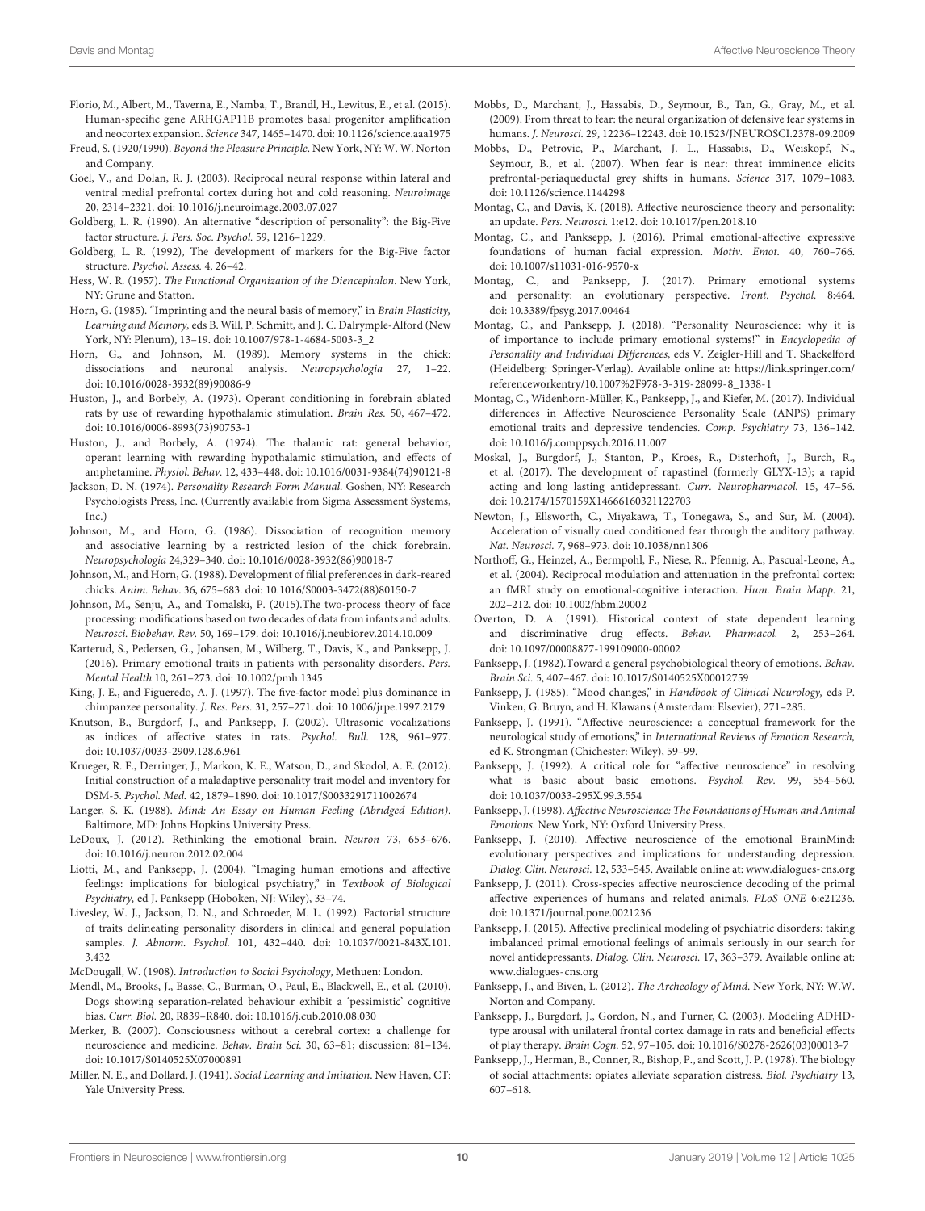Florio, M., Albert, M., Taverna, E., Namba, T., Brandl, H., Lewitus, E., et al. (2015). Human-specific gene ARHGAP11B promotes basal progenitor amplification and neocortex expansion. *Science* 347, 1465–1470. doi: 10.1126/science.aaa1975

Freud, S. (1920/1990). *Beyond the Pleasure Principle*. New York, NY: W. W. Norton and Company.

Goel, V., and Dolan, R. J. (2003). Reciprocal neural response within lateral and ventral medial prefrontal cortex during hot and cold reasoning. *Neuroimage* 20, 2314–2321. doi: 10.1016/j.neuroimage.2003.07.027

Goldberg, L. R. (1990). An alternative "description of personality": the Big-Five factor structure. *J. Pers. Soc. Psychol.* 59, 1216–1229.

Goldberg, L. R. (1992), The development of markers for the Big-Five factor structure. *Psychol. Assess.* 4, 26–42.

Hess, W. R. (1957). *The Functional Organization of the Diencephalon*. New York, NY: Grune and Statton.

Horn, G. (1985). "Imprinting and the neural basis of memory," in *Brain Plasticity, Learning and Memory*, eds B. Will, P. Schmitt, and J. C. Dalrymple-Alford (New York, NY: Plenum), 13–19. doi: 10.1007/978-1-4684-5003-3_2

Horn, G., and Johnson, M. (1989). Memory systems in the chick: dissociations and neuronal analysis. *Neuropsychologia* 27, 1–22. doi: 10.1016/0028-3932(89)90086-9

Huston, J., and Borbely, A. (1973). Operant conditioning in forebrain ablated rats by use of rewarding hypothalamic stimulation. *Brain Res.* 50, 467–472. doi: 10.1016/0006-8993(73)90753-1

Huston, J., and Borbely, A. (1974). The thalamic rat: general behavior, operant learning with rewarding hypothalamic stimulation, and effects of amphetamine. *Physiol. Behav.* 12, 433–448. doi: 10.1016/0031-9384(74)90121-8

Jackson, D. N. (1974). *Personality Research Form Manual*. Goshen, NY: Research Psychologists Press, Inc. (Currently available from Sigma Assessment Systems, Inc.)

Johnson, M., and Horn, G. (1986). Dissociation of recognition memory and associative learning by a restricted lesion of the chick forebrain. *Neuropsychologia* 24,329–340. doi: 10.1016/0028-3932(86)90018-7

Johnson, M., and Horn, G. (1988). Development of filial preferences in dark-reared chicks. *Anim. Behav*. 36, 675–683. doi: 10.1016/S0003-3472(88)80150-7

Johnson, M., Senju, A., and Tomalski, P. (2015).The two-process theory of face processing: modifications based on two decades of data from infants and adults. *Neurosci. Biobehav. Rev.* 50, 169–179. doi: 10.1016/j.neubiorev.2014.10.009

Karterud, S., Pedersen, G., Johansen, M., Wilberg, T., Davis, K., and Panksepp, J. (2016). Primary emotional traits in patients with personality disorders. *Pers. Mental Health* 10, 261–273. doi: 10.1002/pmh.1345

King, J. E., and Figueredo, A. J. (1997). The five-factor model plus dominance in chimpanzee personality. *J. Res. Pers.* 31, 257–271. doi: 10.1006/jrpe.1997.2179

Knutson, B., Burgdorf, J., and Panksepp, J. (2002). Ultrasonic vocalizations as indices of affective states in rats. *Psychol. Bull.* 128, 961–977. doi: 10.1037/0033-2909.128.6.961

Krueger, R. F., Derringer, J., Markon, K. E., Watson, D., and Skodol, A. E. (2012). Initial construction of a maladaptive personality trait model and inventory for DSM-5. *Psychol. Med.* 42, 1879–1890. doi: 10.1017/S0033291711002674

Langer, S. K. (1988). *Mind: An Essay on Human Feeling (Abridged Edition)*. Baltimore, MD: Johns Hopkins University Press.

LeDoux, J. (2012). Rethinking the emotional brain. *Neuron* 73, 653–676. doi: 10.1016/j.neuron.2012.02.004

Liotti, M., and Panksepp, J. (2004). "Imaging human emotions and affective feelings: implications for biological psychiatry," in *Textbook of Biological Psychiatry,* ed J. Panksepp (Hoboken, NJ: Wiley), 33–74.

Livesley, W. J., Jackson, D. N., and Schroeder, M. L. (1992). Factorial structure of traits delineating personality disorders in clinical and general population samples. *J. Abnorm. Psychol.* 101, 432–440. doi: 10.1037/0021-843X.101.3.432

McDougall, W. (1908). *Introduction to Social Psychology*, Methuen: London.

Mendl, M., Brooks, J., Basse, C., Burman, O., Paul, E., Blackwell, E., et al. (2010). Dogs showing separation-related behaviour exhibit a 'pessimistic' cognitive bias. *Curr. Biol.* 20, R839–R840. doi: 10.1016/j.cub.2010.08.030

Merker, B. (2007). Consciousness without a cerebral cortex: a challenge for neuroscience and medicine. *Behav. Brain Sci.* 30, 63–81; discussion: 81–134. doi: 10.1017/S0140525X07000891

Miller, N. E., and Dollard, J. (1941). *Social Learning and Imitation*. New Haven, CT: Yale University Press.

Mobbs, D., Marchant, J., Hassabis, D., Seymour, B., Tan, G., Gray, M., et al. (2009). From threat to fear: the neural organization of defensive fear systems in humans. *J. Neurosci.* 29, 12236–12243. doi: 10.1523/JNEUROSCI.2378-09.2009

Mobbs, D., Petrovic, P., Marchant, J. L., Hassabis, D., Weiskopf, N., Seymour, B., et al. (2007). When fear is near: threat imminence elicits prefrontal-periaqueductal grey shifts in humans. *Science* 317, 1079–1083. doi: 10.1126/science.1144298

Montag, C., and Davis, K. (2018). Affective neuroscience theory and personality: an update. *Pers. Neurosci.* 1:e12. doi: 10.1017/pen.2018.10

Montag, C., and Panksepp, J. (2016). Primal emotional-affective expressive foundations of human facial expression. *Motiv. Emot.* 40, 760–766. doi: 10.1007/s11031-016-9570-x

Montag, C., and Panksepp, J. (2017). Primary emotional systems and personality: an evolutionary perspective. *Front. Psychol.* 8:464. doi: 10.3389/fpsyg.2017.00464

Montag, C., and Panksepp, J. (2018). "Personality Neuroscience: why it is of importance to include primary emotional systems!" in *Encyclopedia of Personality and Individual Differences*, eds V. Zeigler-Hill and T. Shackelford (Heidelberg: Springer-Verlag). Available online at: https://link.springer.com/referenceworkentry/10.1007%2F978-3-319-28099-8_1338-1

Montag, C., Widenhorn-Müller, K., Panksepp, J., and Kiefer, M. (2017). Individual differences in Affective Neuroscience Personality Scale (ANPS) primary emotional traits and depressive tendencies. *Comp. Psychiatry* 73, 136–142. doi: 10.1016/j.comppsych.2016.11.007

Moskal, J., Burgdorf, J., Stanton, P., Kroes, R., Disterhoft, J., Burch, R., et al. (2017). The development of rapastinel (formerly GLYX-13); a rapid acting and long lasting antidepressant. *Curr. Neuropharmacol.* 15, 47–56. doi: 10.2174/1570159X14666160321122703

Newton, J., Ellsworth, C., Miyakawa, T., Tonegawa, S., and Sur, M. (2004). Acceleration of visually cued conditioned fear through the auditory pathway. *Nat. Neurosci.* 7, 968–973. doi: 10.1038/nn1306

Northoff, G., Heinzel, A., Bermpohl, F., Niese, R., Pfennig, A., Pascual-Leone, A., et al. (2004). Reciprocal modulation and attenuation in the prefrontal cortex: an fMRI study on emotional-cognitive interaction. *Hum. Brain Mapp.* 21, 202–212. doi: 10.1002/hbm.20002

Overton, D. A. (1991). Historical context of state dependent learning and discriminative drug effects. *Behav. Pharmacol.* 2, 253–264. doi: 10.1097/00008877-199109000-00002

Panksepp, J. (1982).Toward a general psychobiological theory of emotions. *Behav. Brain Sci.* 5, 407–467. doi: 10.1017/S0140525X00012759

Panksepp, J. (1985). "Mood changes," in *Handbook of Clinical Neurology,* eds P. Vinken, G. Bruyn, and H. Klawans (Amsterdam: Elsevier), 271–285.

Panksepp, J. (1991). "Affective neuroscience: a conceptual framework for the neurological study of emotions," in *International Reviews of Emotion Research,* ed K. Strongman (Chichester: Wiley), 59–99.

Panksepp, J. (1992). A critical role for "affective neuroscience" in resolving what is basic about basic emotions. *Psychol. Rev.* 99, 554–560. doi: 10.1037/0033-295X.99.3.554

Panksepp, J. (1998). *Affective Neuroscience: The Foundations of Human and Animal Emotions*. New York, NY: Oxford University Press.

Panksepp, J. (2010). Affective neuroscience of the emotional BrainMind: evolutionary perspectives and implications for understanding depression. *Dialog. Clin. Neurosci.* 12, 533–545. Available online at: www.dialogues-cns.org

Panksepp, J. (2011). Cross-species affective neuroscience decoding of the primal affective experiences of humans and related animals. *PLoS ONE* 6:e21236. doi: 10.1371/journal.pone.0021236

Panksepp, J. (2015). Affective preclinical modeling of psychiatric disorders: taking imbalanced primal emotional feelings of animals seriously in our search for novel antidepressants. *Dialog. Clin. Neurosci.* 17, 363–379. Available online at: www.dialogues-cns.org

Panksepp, J., and Biven, L. (2012). *The Archeology of Mind*. New York, NY: W.W. Norton and Company.

Panksepp, J., Burgdorf, J., Gordon, N., and Turner, C. (2003). Modeling ADHD-type arousal with unilateral frontal cortex damage in rats and beneficial effects of play therapy. *Brain Cogn.* 52, 97–105. doi: 10.1016/S0278-2626(03)00013-7

Panksepp, J., Herman, B., Conner, R., Bishop, P., and Scott, J. P. (1978). The biology of social attachments: opiates alleviate separation distress. *Biol. Psychiatry* 13, 607–618.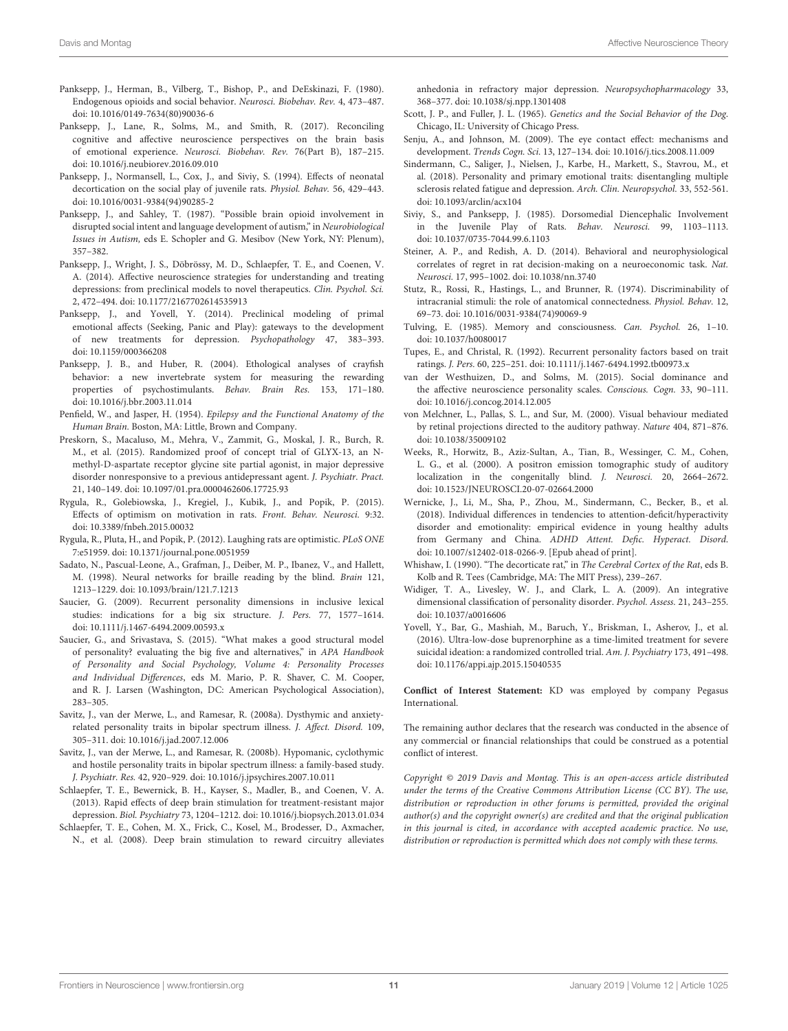Panksepp, J., Herman, B., Vilberg, T., Bishop, P., and DeEskinazi, F. (1980). Endogenous opioids and social behavior. *Neurosci. Biobehav. Rev.* 4, 473–487. doi: 10.1016/0149-7634(80)90036-6

Panksepp, J., Lane, R., Solms, M., and Smith, R. (2017). Reconciling cognitive and affective neuroscience perspectives on the brain basis of emotional experience. *Neurosci. Biobehav. Rev.* 76(Part B), 187–215. doi: 10.1016/j.neubiorev.2016.09.010

Panksepp, J., Normansell, L., Cox, J., and Siviy, S. (1994). Effects of neonatal decortication on the social play of juvenile rats. *Physiol. Behav.* 56, 429–443. doi: 10.1016/0031-9384(94)90285-2

Panksepp, J., and Sahley, T. (1987). "Possible brain opioid involvement in disrupted social intent and language development of autism," in *Neurobiological Issues in Autism,* eds E. Schopler and G. Mesibov (New York, NY: Plenum), 357–382.

Panksepp, J., Wright, J. S., Döbrössy, M. D., Schlaepfer, T. E., and Coenen, V. A. (2014). Affective neuroscience strategies for understanding and treating depressions: from preclinical models to novel therapeutics. *Clin. Psychol. Sci.* 2, 472–494. doi: 10.1177/2167702614535913

Panksepp, J., and Yovell, Y. (2014). Preclinical modeling of primal emotional affects (Seeking, Panic and Play): gateways to the development of new treatments for depression. *Psychopathology* 47, 383–393. doi: 10.1159/000366208

Panksepp, J. B., and Huber, R. (2004). Ethological analyses of crayfish behavior: a new invertebrate system for measuring the rewarding properties of psychostimulants. *Behav. Brain Res.* 153, 171–180. doi: 10.1016/j.bbr.2003.11.014

Penfield, W., and Jasper, H. (1954). *Epilepsy and the Functional Anatomy of the Human Brain.* Boston, MA: Little, Brown and Company.

Preskorn, S., Macaluso, M., Mehra, V., Zammit, G., Moskal, J. R., Burch, R. M., et al. (2015). Randomized proof of concept trial of GLYX-13, an N-methyl-D-aspartate receptor glycine site partial agonist, in major depressive disorder nonresponsive to a previous antidepressant agent. *J. Psychiatr. Pract.* 21, 140–149. doi: 10.1097/01.pra.0000462606.17725.93

Rygula, R., Golebiowska, J., Kregiel, J., Kubik, J., and Popik, P. (2015). Effects of optimism on motivation in rats. *Front. Behav. Neurosci.* 9:32. doi: 10.3389/fnbeh.2015.00032

Rygula, R., Pluta, H., and Popik, P. (2012). Laughing rats are optimistic. *PLoS ONE* 7:e51959. doi: 10.1371/journal.pone.0051959

Sadato, N., Pascual-Leone, A., Grafman, J., Deiber, M. P., Ibanez, V., and Hallett, M. (1998). Neural networks for braille reading by the blind. *Brain* 121, 1213–1229. doi: 10.1093/brain/121.7.1213

Saucier, G. (2009). Recurrent personality dimensions in inclusive lexical studies: indications for a big six structure. *J. Pers.* 77, 1577–1614. doi: 10.1111/j.1467-6494.2009.00593.x

Saucier, G., and Srivastava, S. (2015). "What makes a good structural model of personality? evaluating the big five and alternatives," in *APA Handbook of Personality and Social Psychology, Volume 4: Personality Processes and Individual Differences*, eds M. Mario, P. R. Shaver, C. M. Cooper, and R. J. Larsen (Washington, DC: American Psychological Association), 283–305.

Savitz, J., van der Merwe, L., and Ramesar, R. (2008a). Dysthymic and anxiety-related personality traits in bipolar spectrum illness. *J. Affect. Disord.* 109, 305–311. doi: 10.1016/j.jad.2007.12.006

Savitz, J., van der Merwe, L., and Ramesar, R. (2008b). Hypomanic, cyclothymic and hostile personality traits in bipolar spectrum illness: a family-based study. *J. Psychiatr. Res.* 42, 920–929. doi: 10.1016/j.jpsychires.2007.10.011

Schlaepfer, T. E., Bewernick, B. H., Kayser, S., Madler, B., and Coenen, V. A. (2013). Rapid effects of deep brain stimulation for treatment-resistant major depression. *Biol. Psychiatry* 73, 1204–1212. doi: 10.1016/j.biopsych.2013.01.034

Schlaepfer, T. E., Cohen, M. X., Frick, C., Kosel, M., Brodesser, D., Axmacher, N., et al. (2008). Deep brain stimulation to reward circuitry alleviates anhedonia in refractory major depression. *Neuropsychopharmacology* 33, 368–377. doi: 10.1038/sj.npp.1301408

Scott, J. P., and Fuller, J. L. (1965). *Genetics and the Social Behavior of the Dog.* Chicago, IL: University of Chicago Press.

Senju, A., and Johnson, M. (2009). The eye contact effect: mechanisms and development. *Trends Cogn. Sci.* 13, 127–134. doi: 10.1016/j.tics.2008.11.009

Sindermann, C., Saliger, J., Nielsen, J., Karbe, H., Markett, S., Stavrou, M., et al. (2018). Personality and primary emotional traits: disentangling multiple sclerosis related fatigue and depression. *Arch. Clin. Neuropsychol.* 33, 552-561. doi: 10.1093/arclin/acx104

Siviy, S., and Panksepp, J. (1985). Dorsomedial Diencephalic Involvement in the Juvenile Play of Rats. *Behav. Neurosci.* 99, 1103–1113. doi: 10.1037/0735-7044.99.6.1103

Steiner, A. P., and Redish, A. D. (2014). Behavioral and neurophysiological correlates of regret in rat decision-making on a neuroeconomic task. *Nat. Neurosci.* 17, 995–1002. doi: 10.1038/nn.3740

Stutz, R., Rossi, R., Hastings, L., and Brunner, R. (1974). Discriminability of intracranial stimuli: the role of anatomical connectedness. *Physiol. Behav.* 12, 69–73. doi: 10.1016/0031-9384(74)90069-9

Tulving, E. (1985). Memory and consciousness. *Can. Psychol.* 26, 1–10. doi: 10.1037/h0080017

Tupes, E., and Christal, R. (1992). Recurrent personality factors based on trait ratings. *J. Pers.* 60, 225–251. doi: 10.1111/j.1467-6494.1992.tb00973.x

van der Westhuizen, D., and Solms, M. (2015). Social dominance and the affective neuroscience personality scales. *Conscious. Cogn.* 33, 90–111. doi: 10.1016/j.concog.2014.12.005

von Melchner, L., Pallas, S. L., and Sur, M. (2000). Visual behaviour mediated by retinal projections directed to the auditory pathway. *Nature* 404, 871–876. doi: 10.1038/35009102

Weeks, R., Horwitz, B., Aziz-Sultan, A., Tian, B., Wessinger, C. M., Cohen, L. G., et al. (2000). A positron emission tomographic study of auditory localization in the congenitally blind. *J. Neurosci.* 20, 2664–2672. doi: 10.1523/JNEUROSCI.20-07-02664.2000

Wernicke, J., Li, M., Sha, P., Zhou, M., Sindermann, C., Becker, B., et al. (2018). Individual differences in tendencies to attention-deficit/hyperactivity disorder and emotionality: empirical evidence in young healthy adults from Germany and China. *ADHD Attent. Defic. Hyperact. Disord.* doi: 10.1007/s12402-018-0266-9. [Epub ahead of print].

Whishaw, I. (1990). "The decorticate rat," in *The Cerebral Cortex of the Rat*, eds B. Kolb and R. Tees (Cambridge, MA: The MIT Press), 239–267.

Widiger, T. A., Livesley, W. J., and Clark, L. A. (2009). An integrative dimensional classification of personality disorder. *Psychol. Assess.* 21, 243–255. doi: 10.1037/a0016606

Yovell, Y., Bar, G., Mashiah, M., Baruch, Y., Briskman, I., Asherov, J., et al. (2016). Ultra-low-dose buprenorphine as a time-limited treatment for severe suicidal ideation: a randomized controlled trial. *Am. J. Psychiatry* 173, 491–498. doi: 10.1176/appi.ajp.2015.15040535

**Conflict of Interest Statement:** KD was employed by company Pegasus International.

The remaining author declares that the research was conducted in the absence of any commercial or financial relationships that could be construed as a potential conflict of interest.

*Copyright © 2019 Davis and Montag. This is an open-access article distributed under the terms of the Creative Commons Attribution License (CC BY). The use, distribution or reproduction in other forums is permitted, provided the original author(s) and the copyright owner(s) are credited and that the original publication in this journal is cited, in accordance with accepted academic practice. No use, distribution or reproduction is permitted which does not comply with these terms.*